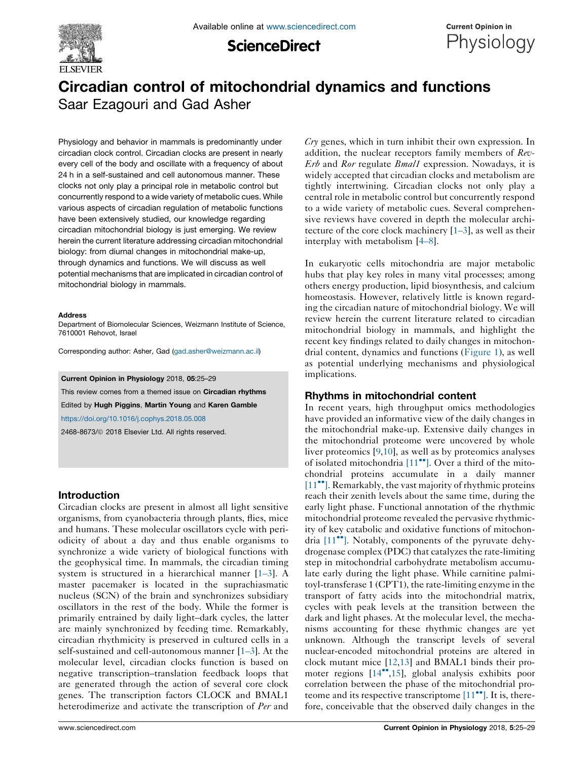# Circadian control of mitochondrial dynamics and functions

Saar Ezagouri and Gad Asher

Physiology and behavior in mammals is predominantly under circadian clock control. Circadian clocks are present in nearly every cell of the body and oscillate with a frequency of about 24 h in a self-sustained and cell autonomous manner. These clocks not only play a principal role in metabolic control but concurrently respond to a wide variety of metabolic cues. While various aspects of circadian regulation of metabolic functions have been extensively studied, our knowledge regarding circadian mitochondrial biology is just emerging. We review herein the current literature addressing circadian mitochondrial biology: from diurnal changes in mitochondrial make-up, through dynamics and functions. We will discuss as well potential mechanisms that are implicated in circadian control of mitochondrial biology in mammals.

**Address**
Department of Biomolecular Sciences, Weizmann Institute of Science, 7610001 Rehovot, Israel

Corresponding author: Asher, Gad (gad.asher@weizmann.ac.il)

**Current Opinion in Physiology** 2018, **05**:25–29

This review comes from a themed issue on **Circadian rhythms**

Edited by **Hugh Piggins**, **Martin Young** and **Karen Gamble**

https://doi.org/10.1016/j.cophys.2018.05.008

2468-8673/© 2018 Elsevier Ltd. All rights reserved.

## Introduction

Circadian clocks are present in almost all light sensitive organisms, from cyanobacteria through plants, flies, mice and humans. These molecular oscillators cycle with periodicity of about a day and thus enable organisms to synchronize a wide variety of biological functions with the geophysical time. In mammals, the circadian timing system is structured in a hierarchical manner [1–3]. A master pacemaker is located in the suprachiasmatic nucleus (SCN) of the brain and synchronizes subsidiary oscillators in the rest of the body. While the former is primarily entrained by daily light–dark cycles, the latter are mainly synchronized by feeding time. Remarkably, circadian rhythmicity is preserved in cultured cells in a self-sustained and cell-autonomous manner [1–3]. At the molecular level, circadian clocks function is based on negative transcription–translation feedback loops that are generated through the action of several core clock genes. The transcription factors CLOCK and BMAL1 heterodimerize and activate the transcription of *Per* and *Cry* genes, which in turn inhibit their own expression. In addition, the nuclear receptors family members of *Rev-Erb* and *Ror* regulate *Bmal1* expression. Nowadays, it is widely accepted that circadian clocks and metabolism are tightly intertwining. Circadian clocks not only play a central role in metabolic control but concurrently respond to a wide variety of metabolic cues. Several comprehensive reviews have covered in depth the molecular architecture of the core clock machinery [1–3], as well as their interplay with metabolism [4–8].

In eukaryotic cells mitochondria are major metabolic hubs that play key roles in many vital processes; among others energy production, lipid biosynthesis, and calcium homeostasis. However, relatively little is known regarding the circadian nature of mitochondrial biology. We will review herein the current literature related to circadian mitochondrial biology in mammals, and highlight the recent key findings related to daily changes in mitochondrial content, dynamics and functions (Figure 1), as well as potential underlying mechanisms and physiological implications.

## Rhythms in mitochondrial content

In recent years, high throughput omics methodologies have provided an informative view of the daily changes in the mitochondrial make-up. Extensive daily changes in the mitochondrial proteome were uncovered by whole liver proteomics [9,10], as well as by proteomics analyses of isolated mitochondria [11••]. Over a third of the mitochondrial proteins accumulate in a daily manner [11••]. Remarkably, the vast majority of rhythmic proteins reach their zenith levels about the same time, during the early light phase. Functional annotation of the rhythmic mitochondrial proteome revealed the pervasive rhythmicity of key catabolic and oxidative functions of mitochondria [11••]. Notably, components of the pyruvate dehydrogenase complex (PDC) that catalyzes the rate-limiting step in mitochondrial carbohydrate metabolism accumulate early during the light phase. While carnitine palmitoyl-transferase 1 (CPT1), the rate-limiting enzyme in the transport of fatty acids into the mitochondrial matrix, cycles with peak levels at the transition between the dark and light phases. At the molecular level, the mechanisms accounting for these rhythmic changes are yet unknown. Although the transcript levels of several nuclear-encoded mitochondrial proteins are altered in clock mutant mice [12,13] and BMAL1 binds their promoter regions [14•,15], global analysis exhibits poor correlation between the phase of the mitochondrial proteome and its respective transcriptome [11••]. It is, therefore, conceivable that the observed daily changes in the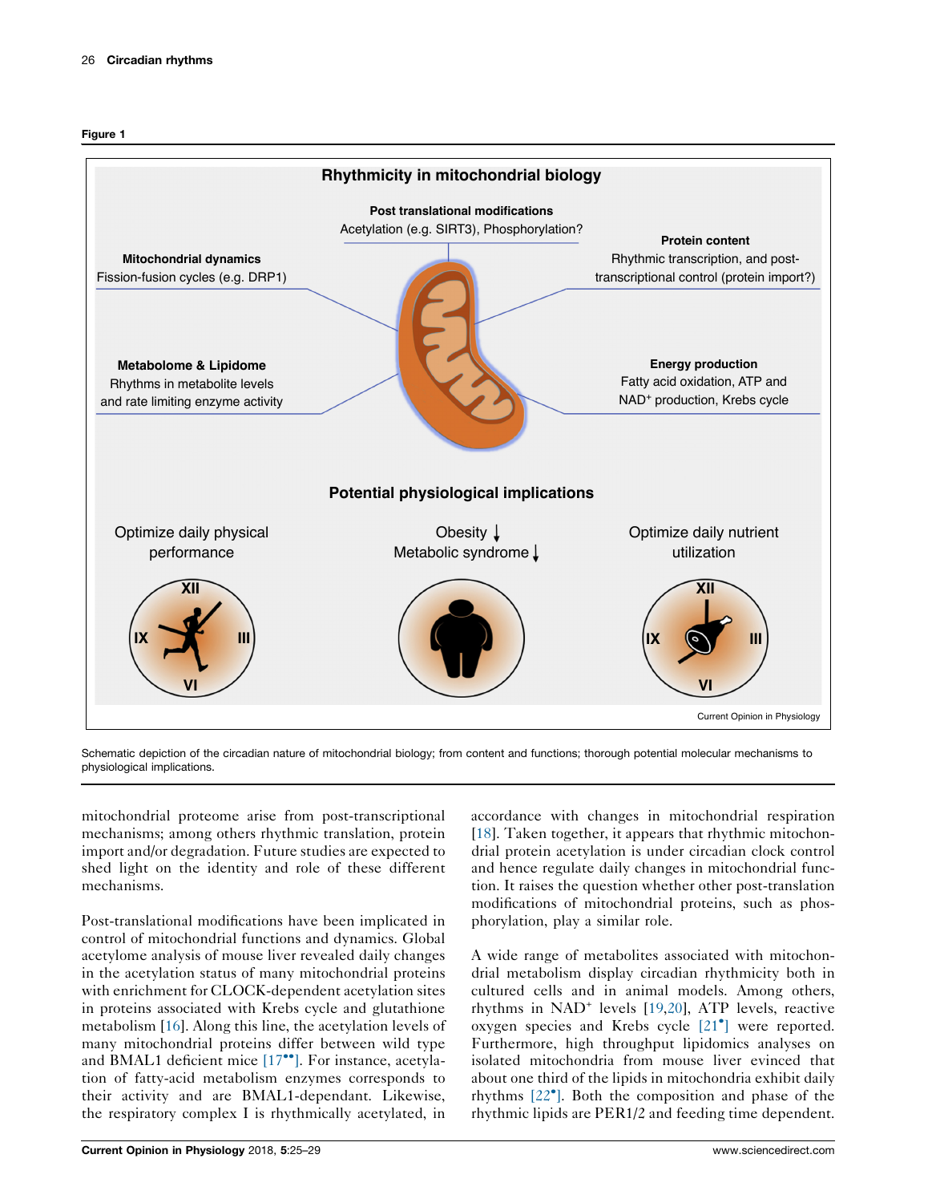Figure 1

Schematic depiction of the circadian nature of mitochondrial biology; from content and functions; thorough potential molecular mechanisms to physiological implications.

mitochondrial proteome arise from post-transcriptional mechanisms; among others rhythmic translation, protein import and/or degradation. Future studies are expected to shed light on the identity and role of these different mechanisms.

Post-translational modifications have been implicated in control of mitochondrial functions and dynamics. Global acetylome analysis of mouse liver revealed daily changes in the acetylation status of many mitochondrial proteins with enrichment for CLOCK-dependent acetylation sites in proteins associated with Krebs cycle and glutathione metabolism [16]. Along this line, the acetylation levels of many mitochondrial proteins differ between wild type and BMAL1 deficient mice [17••]. For instance, acetylation of fatty-acid metabolism enzymes corresponds to their activity and are BMAL1-dependant. Likewise, the respiratory complex I is rhythmically acetylated, in accordance with changes in mitochondrial respiration [18]. Taken together, it appears that rhythmic mitochondrial protein acetylation is under circadian clock control and hence regulate daily changes in mitochondrial function. It raises the question whether other post-translation modifications of mitochondrial proteins, such as phosphorylation, play a similar role.

A wide range of metabolites associated with mitochondrial metabolism display circadian rhythmicity both in cultured cells and in animal models. Among others, rhythms in $NAD^+$ levels [19,20], ATP levels, reactive oxygen species and Krebs cycle [21•] were reported. Furthermore, high throughput lipidomics analyses on isolated mitochondria from mouse liver evinced that about one third of the lipids in mitochondria exhibit daily rhythms [22•]. Both the composition and phase of the rhythmic lipids are PER1/2 and feeding time dependent.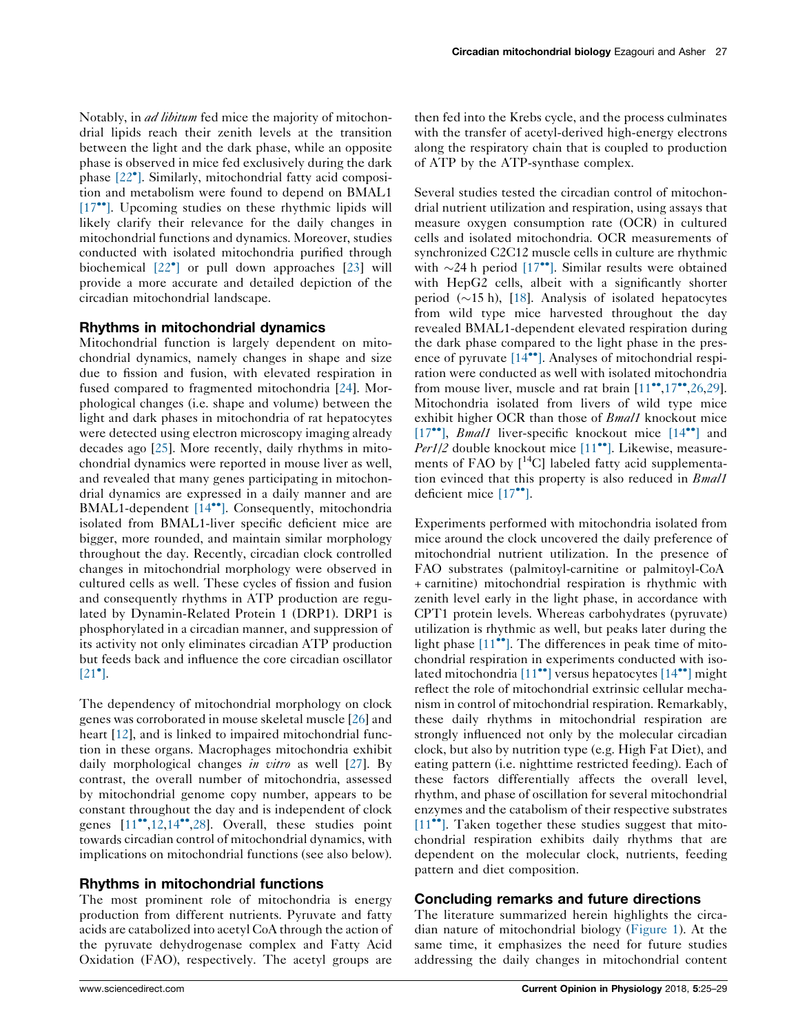Notably, in *ad libitum* fed mice the majority of mitochondrial lipids reach their zenith levels at the transition between the light and the dark phase, while an opposite phase is observed in mice fed exclusively during the dark phase [22•]. Similarly, mitochondrial fatty acid composition and metabolism were found to depend on BMAL1 [17••]. Upcoming studies on these rhythmic lipids will likely clarify their relevance for the daily changes in mitochondrial functions and dynamics. Moreover, studies conducted with isolated mitochondria purified through biochemical [22•] or pull down approaches [23] will provide a more accurate and detailed depiction of the circadian mitochondrial landscape.

## Rhythms in mitochondrial dynamics

Mitochondrial function is largely dependent on mitochondrial dynamics, namely changes in shape and size due to fission and fusion, with elevated respiration in fused compared to fragmented mitochondria [24]. Morphological changes (i.e. shape and volume) between the light and dark phases in mitochondria of rat hepatocytes were detected using electron microscopy imaging already decades ago [25]. More recently, daily rhythms in mitochondrial dynamics were reported in mouse liver as well, and revealed that many genes participating in mitochondrial dynamics are expressed in a daily manner and are BMAL1-dependent [14••]. Consequently, mitochondria isolated from BMAL1-liver specific deficient mice are bigger, more rounded, and maintain similar morphology throughout the day. Recently, circadian clock controlled changes in mitochondrial morphology were observed in cultured cells as well. These cycles of fission and fusion and consequently rhythms in ATP production are regulated by Dynamin-Related Protein 1 (DRP1). DRP1 is phosphorylated in a circadian manner, and suppression of its activity not only eliminates circadian ATP production but feeds back and influence the core circadian oscillator [21•].

The dependency of mitochondrial morphology on clock genes was corroborated in mouse skeletal muscle [26] and heart [12], and is linked to impaired mitochondrial function in these organs. Macrophages mitochondria exhibit daily morphological changes *in vitro* as well [27]. By contrast, the overall number of mitochondria, assessed by mitochondrial genome copy number, appears to be constant throughout the day and is independent of clock genes [11••,12,14••,28]. Overall, these studies point towards circadian control of mitochondrial dynamics, with implications on mitochondrial functions (see also below).

## Rhythms in mitochondrial functions

The most prominent role of mitochondria is energy production from different nutrients. Pyruvate and fatty acids are catabolized into acetyl CoA through the action of the pyruvate dehydrogenase complex and Fatty Acid Oxidation (FAO), respectively. The acetyl groups are then fed into the Krebs cycle, and the process culminates with the transfer of acetyl-derived high-energy electrons along the respiratory chain that is coupled to production of ATP by the ATP-synthase complex.

Several studies tested the circadian control of mitochondrial nutrient utilization and respiration, using assays that measure oxygen consumption rate (OCR) in cultured cells and isolated mitochondria. OCR measurements of synchronized C2C12 muscle cells in culture are rhythmic with ~24 h period [17••]. Similar results were obtained with HepG2 cells, albeit with a significantly shorter period (~15 h), [18]. Analysis of isolated hepatocytes from wild type mice harvested throughout the day revealed BMAL1-dependent elevated respiration during the dark phase compared to the light phase in the presence of pyruvate [14••]. Analyses of mitochondrial respiration were conducted as well with isolated mitochondria from mouse liver, muscle and rat brain [11••,17••,26,29]. Mitochondria isolated from livers of wild type mice exhibit higher OCR than those of *Bmal1* knockout mice [17••], *Bmal1* liver-specific knockout mice [14••] and *Per1/2* double knockout mice [11••]. Likewise, measurements of FAO by [$^{14}$C] labeled fatty acid supplementation evinced that this property is also reduced in *Bmal1* deficient mice [17••].

Experiments performed with mitochondria isolated from mice around the clock uncovered the daily preference of mitochondrial nutrient utilization. In the presence of FAO substrates (palmitoyl-carnitine or palmitoyl-CoA + carnitine) mitochondrial respiration is rhythmic with zenith level early in the light phase, in accordance with CPT1 protein levels. Whereas carbohydrates (pyruvate) utilization is rhythmic as well, but peaks later during the light phase [11••]. The differences in peak time of mitochondrial respiration in experiments conducted with isolated mitochondria [11••] versus hepatocytes [14••] might reflect the role of mitochondrial extrinsic cellular mechanism in control of mitochondrial respiration. Remarkably, these daily rhythms in mitochondrial respiration are strongly influenced not only by the molecular circadian clock, but also by nutrition type (e.g. High Fat Diet), and eating pattern (i.e. nighttime restricted feeding). Each of these factors differentially affects the overall level, rhythm, and phase of oscillation for several mitochondrial enzymes and the catabolism of their respective substrates [11••]. Taken together these studies suggest that mitochondrial respiration exhibits daily rhythms that are dependent on the molecular clock, nutrients, feeding pattern and diet composition.

## Concluding remarks and future directions

The literature summarized herein highlights the circadian nature of mitochondrial biology (Figure 1). At the same time, it emphasizes the need for future studies addressing the daily changes in mitochondrial content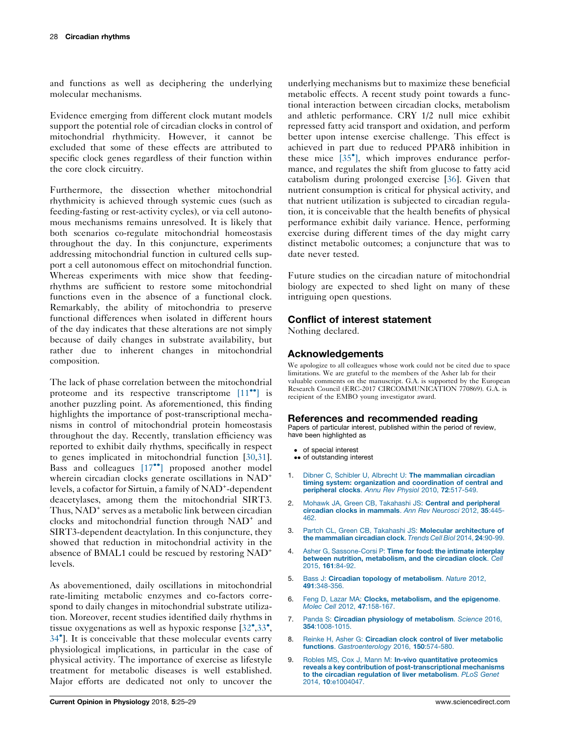and functions as well as deciphering the underlying molecular mechanisms.

Evidence emerging from different clock mutant models support the potential role of circadian clocks in control of mitochondrial rhythmicity. However, it cannot be excluded that some of these effects are attributed to specific clock genes regardless of their function within the core clock circuitry.

Furthermore, the dissection whether mitochondrial rhythmicity is achieved through systemic cues (such as feeding-fasting or rest-activity cycles), or via cell autonomous mechanisms remains unresolved. It is likely that both scenarios co-regulate mitochondrial homeostasis throughout the day. In this conjuncture, experiments addressing mitochondrial function in cultured cells support a cell autonomous effect on mitochondrial function. Whereas experiments with mice show that feeding-rhythms are sufficient to restore some mitochondrial functions even in the absence of a functional clock. Remarkably, the ability of mitochondria to preserve functional differences when isolated in different hours of the day indicates that these alterations are not simply because of daily changes in substrate availability, but rather due to inherent changes in mitochondrial composition.

The lack of phase correlation between the mitochondrial proteome and its respective transcriptome [11••] is another puzzling point. As aforementioned, this finding highlights the importance of post-transcriptional mechanisms in control of mitochondrial protein homeostasis throughout the day. Recently, translation efficiency was reported to exhibit daily rhythms, specifically in respect to genes implicated in mitochondrial function [30,31]. Bass and colleagues [17••] proposed another model wherein circadian clocks generate oscillations in $NAD^+$ levels, a cofactor for Sirtuin, a family of $NAD^+$-dependent deacetylases, among them the mitochondrial SIRT3. Thus, $NAD^+$ serves as a metabolic link between circadian clocks and mitochondrial function through $NAD^+$ and SIRT3-dependent deactylation. In this conjuncture, they showed that reduction in mitochondrial activity in the absence of BMAL1 could be rescued by restoring $NAD^+$ levels.

As abovementioned, daily oscillations in mitochondrial rate-limiting metabolic enzymes and co-factors correspond to daily changes in mitochondrial substrate utilization. Moreover, recent studies identified daily rhythms in tissue oxygenations as well as hypoxic response [32•,33•,34•]. It is conceivable that these molecular events carry physiological implications, in particular in the case of physical activity. The importance of exercise as lifestyle treatment for metabolic diseases is well established. Major efforts are dedicated not only to uncover the underlying mechanisms but to maximize these beneficial metabolic effects. A recent study point towards a functional interaction between circadian clocks, metabolism and athletic performance. CRY 1/2 null mice exhibit repressed fatty acid transport and oxidation, and perform better upon intense exercise challenge. This effect is achieved in part due to reduced PPARδ inhibition in these mice [35•], which improves endurance performance, and regulates the shift from glucose to fatty acid catabolism during prolonged exercise [36]. Given that nutrient consumption is critical for physical activity, and that nutrient utilization is subjected to circadian regulation, it is conceivable that the health benefits of physical performance exhibit daily variance. Hence, performing exercise during different times of the day might carry distinct metabolic outcomes; a conjuncture that was to date never tested.

Future studies on the circadian nature of mitochondrial biology are expected to shed light on many of these intriguing open questions.

## Conflict of interest statement

Nothing declared.

## Acknowledgements

We apologize to all colleagues whose work could not be cited due to space limitations. We are grateful to the members of the Asher lab for their valuable comments on the manuscript. G.A. is supported by the European Research Council (ERC-2017 CIRCOMMUNICATION 770869). G.A. is recipient of the EMBO young investigator award.

## References and recommended reading

Papers of particular interest, published within the period of review, have been highlighted as

- • of special interest
- •• of outstanding interest

1. Dibner C, Schibler U, Albrecht U: **The mammalian circadian timing system: organization and coordination of central and peripheral clocks**. *Annu Rev Physiol* 2010, **72**:517-549.

2. Mohawk JA, Green CB, Takahashi JS: **Central and peripheral circadian clocks in mammals**. *Ann Rev Neurosci* 2012, **35**:445-462.

3. Partch CL, Green CB, Takahashi JS: **Molecular architecture of the mammalian circadian clock**. *Trends Cell Biol* 2014, **24**:90-99.

4. Asher G, Sassone-Corsi P: **Time for food: the intimate interplay between nutrition, metabolism, and the circadian clock**. *Cell* 2015, **161**:84-92.

5. Bass J: **Circadian topology of metabolism**. *Nature* 2012, **491**:348-356.

6. Feng D, Lazar MA: **Clocks, metabolism, and the epigenome**. *Molec Cell* 2012, **47**:158-167.

7. Panda S: **Circadian physiology of metabolism**. *Science* 2016, **354**:1008-1015.

8. Reinke H, Asher G: **Circadian clock control of liver metabolic functions**. *Gastroenterology* 2016, **150**:574-580.

9. Robles MS, Cox J, Mann M: **In-vivo quantitative proteomics reveals a key contribution of post-transcriptional mechanisms to the circadian regulation of liver metabolism**. *PLoS Genet* 2014, **10**:e1004047.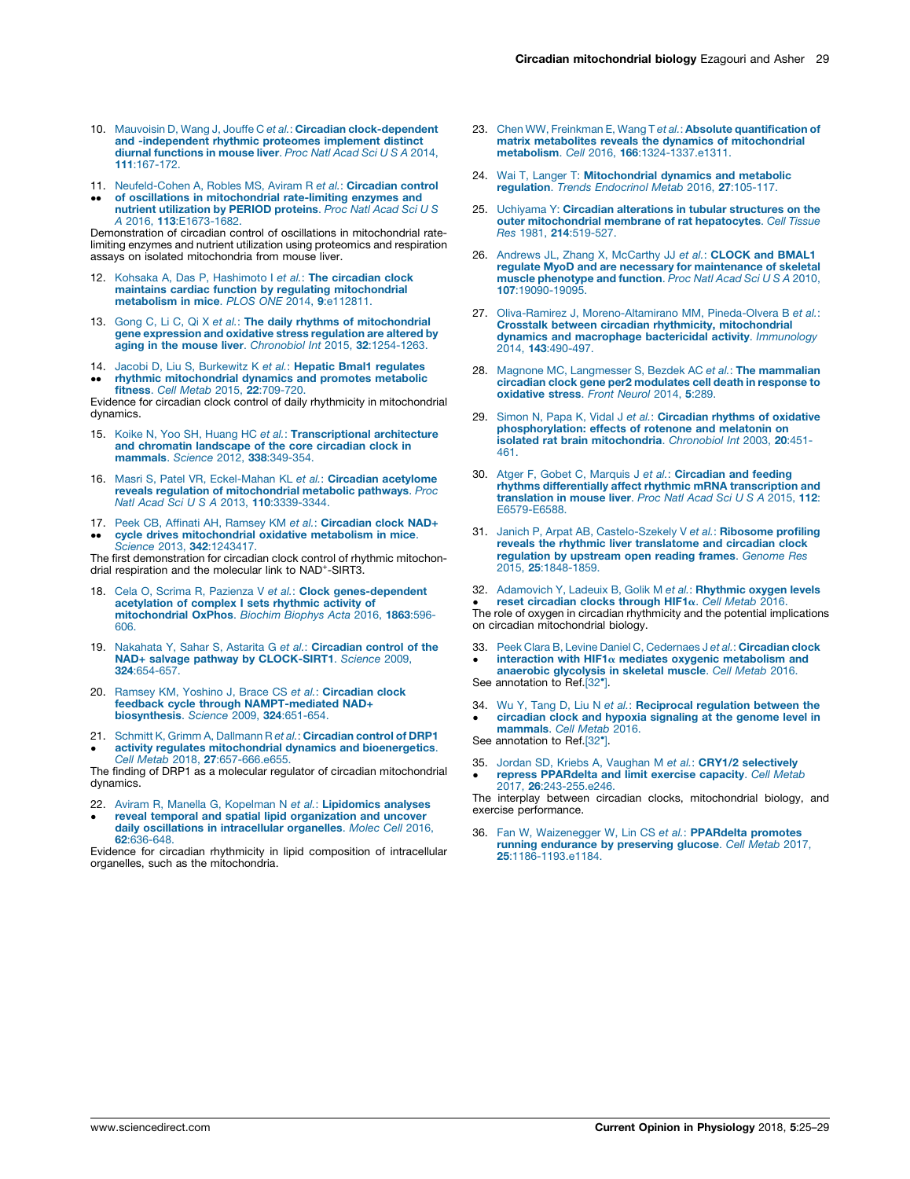10. Mauvoisin D, Wang J, Jouffe C *et al.*: **Circadian clock-dependent and -independent rhythmic proteomes implement distinct diurnal functions in mouse liver**. *Proc Natl Acad Sci U S A* 2014, **111**:167-172.

11. •• Neufeld-Cohen A, Robles MS, Aviram R *et al.*: **Circadian control of oscillations in mitochondrial rate-limiting enzymes and nutrient utilization by PERIOD proteins**. *Proc Natl Acad Sci U S A* 2016, **113**:E1673-1682.
Demonstration of circadian control of oscillations in mitochondrial rate-limiting enzymes and nutrient utilization using proteomics and respiration assays on isolated mitochondria from mouse liver.

12. Kohsaka A, Das P, Hashimoto I *et al.*: **The circadian clock maintains cardiac function by regulating mitochondrial metabolism in mice**. *PLOS ONE* 2014, **9**:e112811.

13. Gong C, Li C, Qi X *et al.*: **The daily rhythms of mitochondrial gene expression and oxidative stress regulation are altered by aging in the mouse liver**. *Chronobiol Int* 2015, **32**:1254-1263.

14. •• Jacobi D, Liu S, Burkewitz K *et al.*: **Hepatic Bmal1 regulates rhythmic mitochondrial dynamics and promotes metabolic fitness**. *Cell Metab* 2015, **22**:709-720.
Evidence for circadian clock control of daily rhythmicity in mitochondrial dynamics.

15. Koike N, Yoo SH, Huang HC *et al.*: **Transcriptional architecture and chromatin landscape of the core circadian clock in mammals**. *Science* 2012, **338**:349-354.

16. Masri S, Patel VR, Eckel-Mahan KL *et al.*: **Circadian acetylome reveals regulation of mitochondrial metabolic pathways**. *Proc Natl Acad Sci U S A* 2013, **110**:3339-3344.

17. •• Peek CB, Affinati AH, Ramsey KM *et al.*: **Circadian clock NAD+ cycle drives mitochondrial oxidative metabolism in mice**. *Science* 2013, **342**:1243417.
The first demonstration for circadian clock control of rhythmic mitochondrial respiration and the molecular link to NAD$^+$-SIRT3.

18. Cela O, Scrima R, Pazienza V *et al.*: **Clock genes-dependent acetylation of complex I sets rhythmic activity of mitochondrial OxPhos**. *Biochim Biophys Acta* 2016, **1863**:596-606.

19. Nakahata Y, Sahar S, Astarita G *et al.*: **Circadian control of the NAD+ salvage pathway by CLOCK-SIRT1**. *Science* 2009, **324**:654-657.

20. Ramsey KM, Yoshino J, Brace CS *et al.*: **Circadian clock feedback cycle through NAMPT-mediated NAD+ biosynthesis**. *Science* 2009, **324**:651-654.

21. • Schmitt K, Grimm A, Dallmann R *et al.*: **Circadian control of DRP1 activity regulates mitochondrial dynamics and bioenergetics**. *Cell Metab* 2018, **27**:657-666.e655.
The finding of DRP1 as a molecular regulator of circadian mitochondrial dynamics.

22. • Aviram R, Manella G, Kopelman N *et al.*: **Lipidomics analyses reveal temporal and spatial lipid organization and uncover daily oscillations in intracellular organelles**. *Molec Cell* 2016, **62**:636-648.
Evidence for circadian rhythmicity in lipid composition of intracellular organelles, such as the mitochondria.

23. Chen WW, Freinkman E, Wang T *et al.*: **Absolute quantification of matrix metabolites reveals the dynamics of mitochondrial metabolism**. *Cell* 2016, **166**:1324-1337.e1311.

24. Wai T, Langer T: **Mitochondrial dynamics and metabolic regulation**. *Trends Endocrinol Metab* 2016, **27**:105-117.

25. Uchiyama Y: **Circadian alterations in tubular structures on the outer mitochondrial membrane of rat hepatocytes**. *Cell Tissue Res* 1981, **214**:519-527.

26. Andrews JL, Zhang X, McCarthy JJ *et al.*: **CLOCK and BMAL1 regulate MyoD and are necessary for maintenance of skeletal muscle phenotype and function**. *Proc Natl Acad Sci U S A* 2010, **107**:19090-19095.

27. Oliva-Ramirez J, Moreno-Altamirano MM, Pineda-Olvera B *et al.*: **Crosstalk between circadian rhythmicity, mitochondrial dynamics and macrophage bactericidal activity**. *Immunology* 2014, **143**:490-497.

28. Magnone MC, Langmesser S, Bezdek AC *et al.*: **The mammalian circadian clock gene per2 modulates cell death in response to oxidative stress**. *Front Neurol* 2014, **5**:289.

29. Simon N, Papa K, Vidal J *et al.*: **Circadian rhythms of oxidative phosphorylation: effects of rotenone and melatonin on isolated rat brain mitochondria**. *Chronobiol Int* 2003, **20**:451-461.

30. Atger F, Gobet C, Marquis J *et al.*: **Circadian and feeding rhythms differentially affect rhythmic mRNA transcription and translation in mouse liver**. *Proc Natl Acad Sci U S A* 2015, **112**: E6579-E6588.

31. Janich P, Arpat AB, Castelo-Szekely V *et al.*: **Ribosome profiling reveals the rhythmic liver translatome and circadian clock regulation by upstream open reading frames**. *Genome Res* 2015, **25**:1848-1859.

32. • Adamovich Y, Ladeuix B, Golik M *et al.*: **Rhythmic oxygen levels reset circadian clocks through HIF1α**. *Cell Metab* 2016.
The role of oxygen in circadian rhythmicity and the potential implications on circadian mitochondrial biology.

33. • Peek Clara B, Levine Daniel C, Cedernaes J *et al.*: **Circadian clock interaction with HIF1α mediates oxygenic metabolism and anaerobic glycolysis in skeletal muscle**. *Cell Metab* 2016.
See annotation to Ref.[32•].

34. • Wu Y, Tang D, Liu N *et al.*: **Reciprocal regulation between the circadian clock and hypoxia signaling at the genome level in mammals**. *Cell Metab* 2016.
See annotation to Ref.[32•].

35. • Jordan SD, Kriebs A, Vaughan M *et al.*: **CRY1/2 selectively repress PPARdelta and limit exercise capacity**. *Cell Metab* 2017, **26**:243-255.e246.
The interplay between circadian clocks, mitochondrial biology, and exercise performance.

36. Fan W, Waizenegger W, Lin CS *et al.*: **PPARdelta promotes running endurance by preserving glucose**. *Cell Metab* 2017, **25**:1186-1193.e1184.